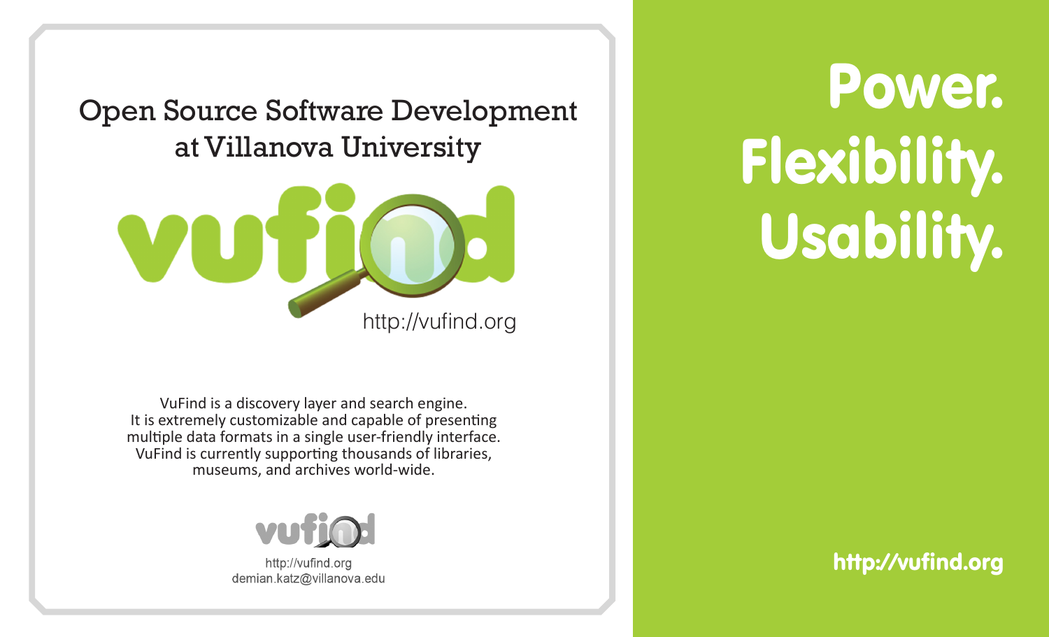# Open Source Software Development at Villanova University

vufind

http://vufind.org

VuFind is a discovery layer and search engine.
It is extremely customizable and capable of presenting multiple data formats in a single user-friendly interface.
VuFind is currently supporting thousands of libraries, museums, and archives world-wide.

vufind

http://vufind.org
demian.katz@villanova.edu

# Power.
# Flexibility.
# Usability.

http://vufind.org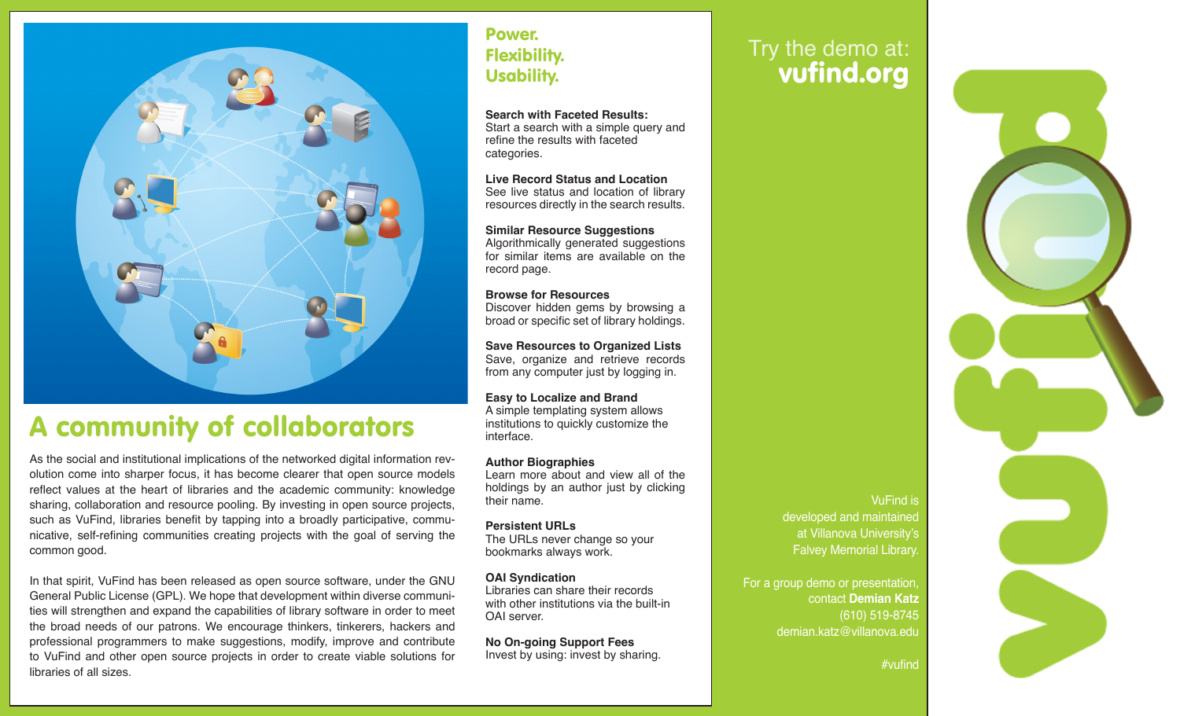## A community of collaborators

As the social and institutional implications of the networked digital information revolution come into sharper focus, it has become clearer that open source models reflect values at the heart of libraries and the academic community: knowledge sharing, collaboration and resource pooling. By investing in open source projects, such as VuFind, libraries benefit by tapping into a broadly participative, communicative, self-refining communities creating projects with the goal of serving the common good.

In that spirit, VuFind has been released as open source software, under the GNU General Public License (GPL). We hope that development within diverse communities will strengthen and expand the capabilities of library software in order to meet the broad needs of our patrons. We encourage thinkers, tinkerers, hackers and professional programmers to make suggestions, modify, improve and contribute to VuFind and other open source projects in order to create viable solutions for libraries of all sizes.

## Power. Flexibility. Usability.

**Search with Faceted Results:**
Start a search with a simple query and refine the results with faceted categories.

**Live Record Status and Location**
See live status and location of library resources directly in the search results.

**Similar Resource Suggestions**
Algorithmically generated suggestions for similar items are available on the record page.

**Browse for Resources**
Discover hidden gems by browsing a broad or specific set of library holdings.

**Save Resources to Organized Lists**
Save, organize and retrieve records from any computer just by logging in.

**Easy to Localize and Brand**
A simple templating system allows institutions to quickly customize the interface.

**Author Biographies**
Learn more about and view all of the holdings by an author just by clicking their name.

**Persistent URLs**
The URLs never change so your bookmarks always work.

**OAI Syndication**
Libraries can share their records with other institutions via the built-in OAI server.

**No On-going Support Fees**
Invest by using: invest by sharing.

Try the demo at:
**vufind.org**

VuFind is developed and maintained at Villanova University's Falvey Memorial Library.

For a group demo or presentation, contact **Demian Katz**
(610) 519-8745
demian.katz@villanova.edu

#vufind

vufind